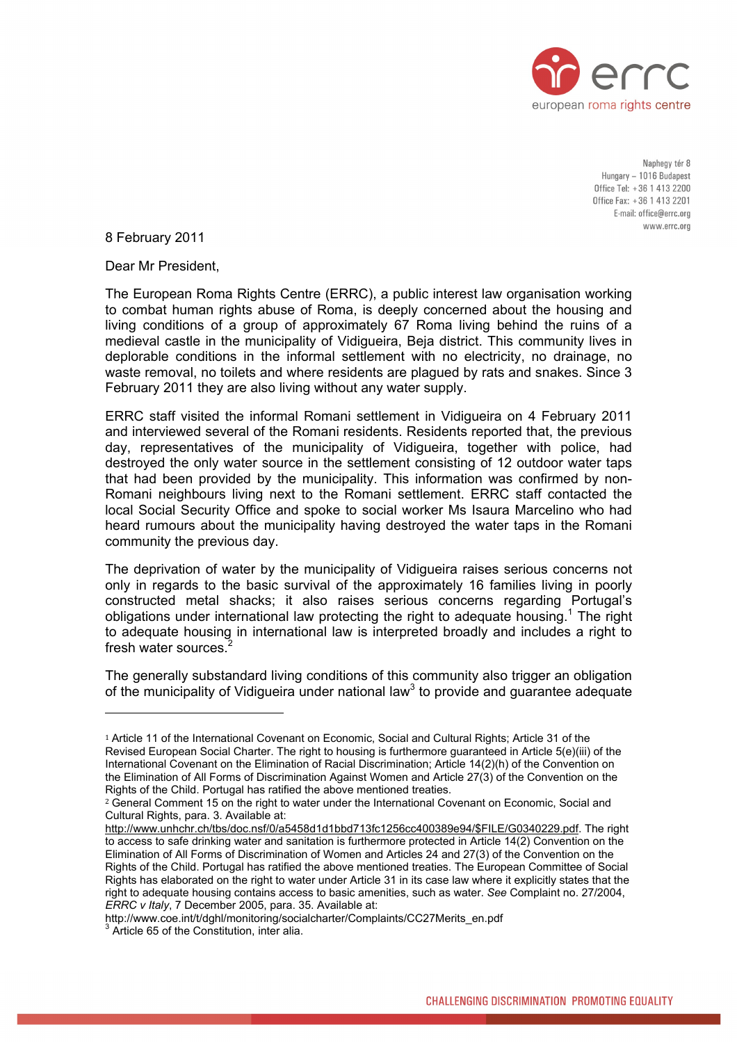Naphegy tér 8
Hungary – 1016 Budapest
Office Tel: +36 1 413 2200
Office Fax: +36 1 413 2201
E-mail: office@errc.org
www.errc.org

8 February 2011

Dear Mr President,

The European Roma Rights Centre (ERRC), a public interest law organisation working to combat human rights abuse of Roma, is deeply concerned about the housing and living conditions of a group of approximately 67 Roma living behind the ruins of a medieval castle in the municipality of Vidigueira, Beja district. This community lives in deplorable conditions in the informal settlement with no electricity, no drainage, no waste removal, no toilets and where residents are plagued by rats and snakes. Since 3 February 2011 they are also living without any water supply.

ERRC staff visited the informal Romani settlement in Vidigueira on 4 February 2011 and interviewed several of the Romani residents. Residents reported that, the previous day, representatives of the municipality of Vidigueira, together with police, had destroyed the only water source in the settlement consisting of 12 outdoor water taps that had been provided by the municipality. This information was confirmed by non-Romani neighbours living next to the Romani settlement. ERRC staff contacted the local Social Security Office and spoke to social worker Ms Isaura Marcelino who had heard rumours about the municipality having destroyed the water taps in the Romani community the previous day.

The deprivation of water by the municipality of Vidigueira raises serious concerns not only in regards to the basic survival of the approximately 16 families living in poorly constructed metal shacks; it also raises serious concerns regarding Portugal's obligations under international law protecting the right to adequate housing.[1] The right to adequate housing in international law is interpreted broadly and includes a right to fresh water sources.[2]

The generally substandard living conditions of this community also trigger an obligation of the municipality of Vidigueira under national law[3] to provide and guarantee adequate

---

[1] Article 11 of the International Covenant on Economic, Social and Cultural Rights; Article 31 of the Revised European Social Charter. The right to housing is furthermore guaranteed in Article 5(e)(iii) of the International Covenant on the Elimination of Racial Discrimination; Article 14(2)(h) of the Convention on the Elimination of All Forms of Discrimination Against Women and Article 27(3) of the Convention on the Rights of the Child. Portugal has ratified the above mentioned treaties.

[2] General Comment 15 on the right to water under the International Covenant on Economic, Social and Cultural Rights, para. 3. Available at: http://www.unhchr.ch/tbs/doc.nsf/0/a5458d1d1bbd713fc1256cc400389e94/$FILE/G0340229.pdf. The right to access to safe drinking water and sanitation is furthermore protected in Article 14(2) Convention on the Elimination of All Forms of Discrimination of Women and Articles 24 and 27(3) of the Convention on the Rights of the Child. Portugal has ratified the above mentioned treaties. The European Committee of Social Rights has elaborated on the right to water under Article 31 in its case law where it explicitly states that the right to adequate housing contains access to basic amenities, such as water. *See* Complaint no. 27/2004, *ERRC v Italy*, 7 December 2005, para. 35. Available at: http://www.coe.int/t/dghl/monitoring/socialcharter/Complaints/CC27Merits_en.pdf

[3] Article 65 of the Constitution, inter alia.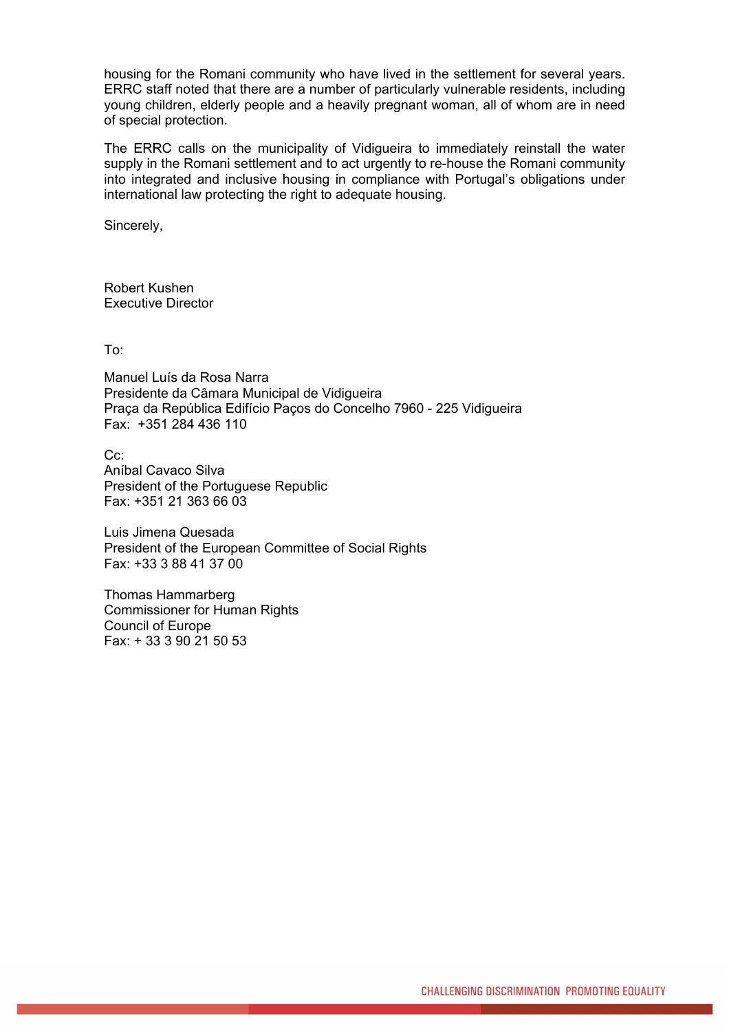housing for the Romani community who have lived in the settlement for several years. ERRC staff noted that there are a number of particularly vulnerable residents, including young children, elderly people and a heavily pregnant woman, all of whom are in need of special protection.

The ERRC calls on the municipality of Vidigueira to immediately reinstall the water supply in the Romani settlement and to act urgently to re-house the Romani community into integrated and inclusive housing in compliance with Portugal's obligations under international law protecting the right to adequate housing.

Sincerely,

Robert Kushen
Executive Director

To:

Manuel Luís da Rosa Narra
Presidente da Câmara Municipal de Vidigueira
Praça da República Edifício Paços do Concelho 7960 - 225 Vidigueira
Fax: +351 284 436 110

Cc:
Aníbal Cavaco Silva
President of the Portuguese Republic
Fax: +351 21 363 66 03

Luis Jimena Quesada
President of the European Committee of Social Rights
Fax: +33 3 88 41 37 00

Thomas Hammarberg
Commissioner for Human Rights
Council of Europe
Fax: + 33 3 90 21 50 53